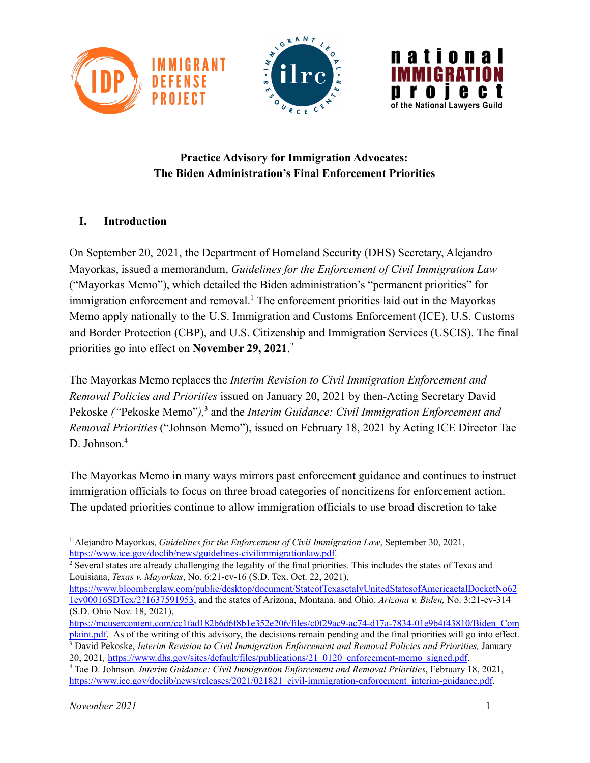# Practice Advisory for Immigration Advocates: The Biden Administration's Final Enforcement Priorities

## I. Introduction

On September 20, 2021, the Department of Homeland Security (DHS) Secretary, Alejandro Mayorkas, issued a memorandum, *Guidelines for the Enforcement of Civil Immigration Law* ("Mayorkas Memo"), which detailed the Biden administration's "permanent priorities" for immigration enforcement and removal.[1] The enforcement priorities laid out in the Mayorkas Memo apply nationally to the U.S. Immigration and Customs Enforcement (ICE), U.S. Customs and Border Protection (CBP), and U.S. Citizenship and Immigration Services (USCIS). The final priorities go into effect on **November 29, 2021**.[2]

The Mayorkas Memo replaces the *Interim Revision to Civil Immigration Enforcement and Removal Policies and Priorities* issued on January 20, 2021 by then-Acting Secretary David Pekoske *("*Pekoske Memo"*),*[3] and the *Interim Guidance: Civil Immigration Enforcement and Removal Priorities* ("Johnson Memo"), issued on February 18, 2021 by Acting ICE Director Tae D. Johnson.[4]

The Mayorkas Memo in many ways mirrors past enforcement guidance and continues to instruct immigration officials to focus on three broad categories of noncitizens for enforcement action. The updated priorities continue to allow immigration officials to use broad discretion to take

---

[1] Alejandro Mayorkas, *Guidelines for the Enforcement of Civil Immigration Law*, September 30, 2021, https://www.ice.gov/doclib/news/guidelines-civilimmigrationlaw.pdf.

[2] Several states are already challenging the legality of the final priorities. This includes the states of Texas and Louisiana, *Texas v. Mayorkas*, No. 6:21-cv-16 (S.D. Tex. Oct. 22, 2021), https://www.bloomberglaw.com/public/desktop/document/StateofTexasetalvUnitedStatesofAmericaetalDocketNo621cv00016SDTex/2?1637591953, and the states of Arizona, Montana, and Ohio. *Arizona v. Biden,* No. 3:21-cv-314 (S.D. Ohio Nov. 18, 2021), https://mcusercontent.com/cc1fad182b6d6f8b1e352e206/files/c0f29ac9-ac74-d17a-7834-01e9b4f43810/Biden_Complaint.pdf. As of the writing of this advisory, the decisions remain pending and the final priorities will go into effect.

[3] David Pekoske, *Interim Revision to Civil Immigration Enforcement and Removal Policies and Priorities,* January 20, 2021*,* https://www.dhs.gov/sites/default/files/publications/21_0120_enforcement-memo_signed.pdf.

[4] Tae D. Johnson*, Interim Guidance: Civil Immigration Enforcement and Removal Priorities*, February 18, 2021, https://www.ice.gov/doclib/news/releases/2021/021821_civil-immigration-enforcement_interim-guidance.pdf.

*November 2021*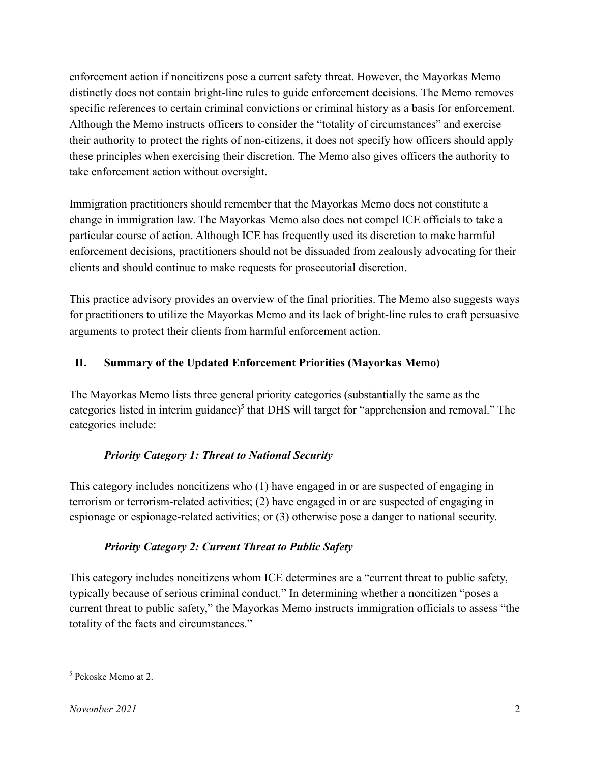enforcement action if noncitizens pose a current safety threat. However, the Mayorkas Memo distinctly does not contain bright-line rules to guide enforcement decisions. The Memo removes specific references to certain criminal convictions or criminal history as a basis for enforcement. Although the Memo instructs officers to consider the "totality of circumstances" and exercise their authority to protect the rights of non-citizens, it does not specify how officers should apply these principles when exercising their discretion. The Memo also gives officers the authority to take enforcement action without oversight.

Immigration practitioners should remember that the Mayorkas Memo does not constitute a change in immigration law. The Mayorkas Memo also does not compel ICE officials to take a particular course of action. Although ICE has frequently used its discretion to make harmful enforcement decisions, practitioners should not be dissuaded from zealously advocating for their clients and should continue to make requests for prosecutorial discretion.

This practice advisory provides an overview of the final priorities. The Memo also suggests ways for practitioners to utilize the Mayorkas Memo and its lack of bright-line rules to craft persuasive arguments to protect their clients from harmful enforcement action.

## II. Summary of the Updated Enforcement Priorities (Mayorkas Memo)

The Mayorkas Memo lists three general priority categories (substantially the same as the categories listed in interim guidance)[5] that DHS will target for "apprehension and removal." The categories include:

### *Priority Category 1: Threat to National Security*

This category includes noncitizens who (1) have engaged in or are suspected of engaging in terrorism or terrorism-related activities; (2) have engaged in or are suspected of engaging in espionage or espionage-related activities; or (3) otherwise pose a danger to national security.

### *Priority Category 2: Current Threat to Public Safety*

This category includes noncitizens whom ICE determines are a "current threat to public safety, typically because of serious criminal conduct." In determining whether a noncitizen "poses a current threat to public safety," the Mayorkas Memo instructs immigration officials to assess "the totality of the facts and circumstances."

---

[5] Pekoske Memo at 2.

*November 2021*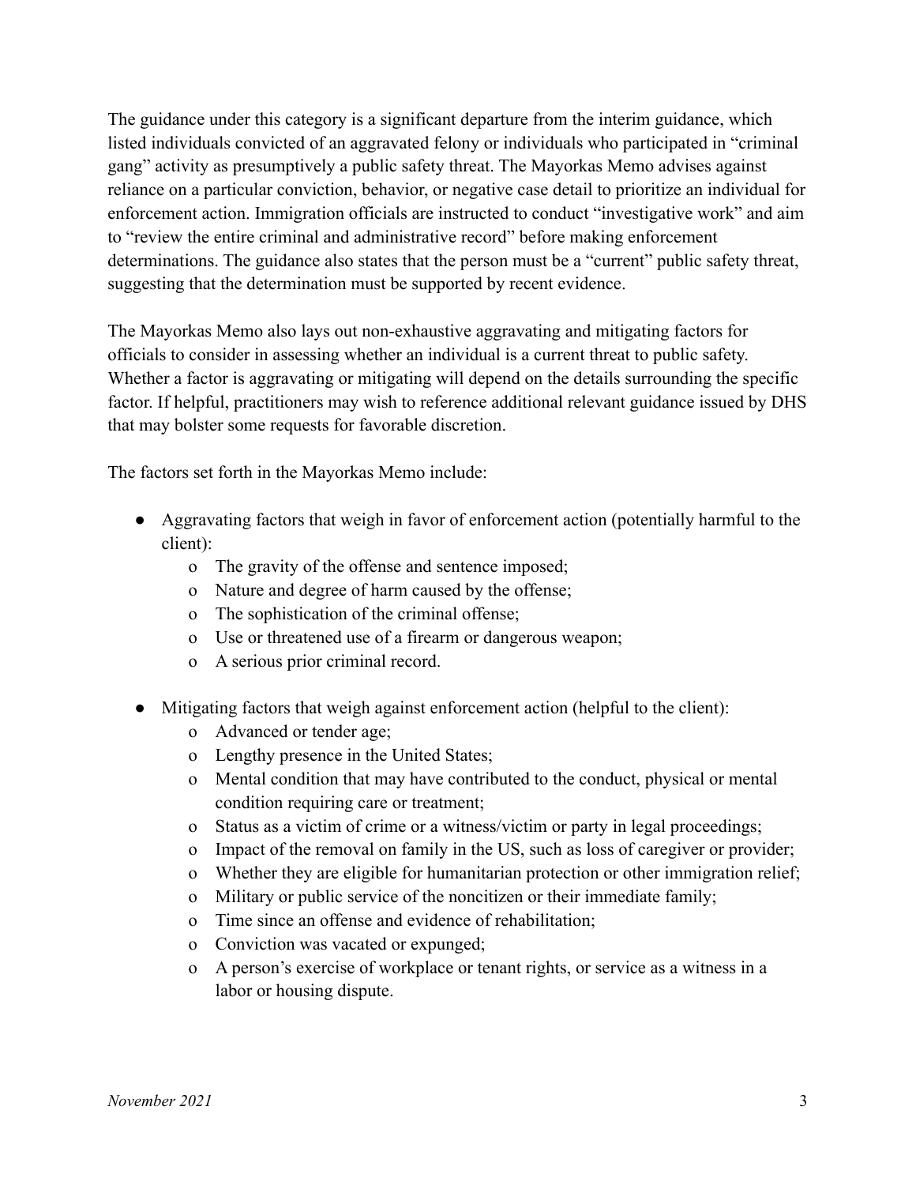The guidance under this category is a significant departure from the interim guidance, which listed individuals convicted of an aggravated felony or individuals who participated in "criminal gang" activity as presumptively a public safety threat. The Mayorkas Memo advises against reliance on a particular conviction, behavior, or negative case detail to prioritize an individual for enforcement action. Immigration officials are instructed to conduct "investigative work" and aim to "review the entire criminal and administrative record" before making enforcement determinations. The guidance also states that the person must be a "current" public safety threat, suggesting that the determination must be supported by recent evidence.

The Mayorkas Memo also lays out non-exhaustive aggravating and mitigating factors for officials to consider in assessing whether an individual is a current threat to public safety. Whether a factor is aggravating or mitigating will depend on the details surrounding the specific factor. If helpful, practitioners may wish to reference additional relevant guidance issued by DHS that may bolster some requests for favorable discretion.

The factors set forth in the Mayorkas Memo include:

- Aggravating factors that weigh in favor of enforcement action (potentially harmful to the client):
  - The gravity of the offense and sentence imposed;
  - Nature and degree of harm caused by the offense;
  - The sophistication of the criminal offense;
  - Use or threatened use of a firearm or dangerous weapon;
  - A serious prior criminal record.

- Mitigating factors that weigh against enforcement action (helpful to the client):
  - Advanced or tender age;
  - Lengthy presence in the United States;
  - Mental condition that may have contributed to the conduct, physical or mental condition requiring care or treatment;
  - Status as a victim of crime or a witness/victim or party in legal proceedings;
  - Impact of the removal on family in the US, such as loss of caregiver or provider;
  - Whether they are eligible for humanitarian protection or other immigration relief;
  - Military or public service of the noncitizen or their immediate family;
  - Time since an offense and evidence of rehabilitation;
  - Conviction was vacated or expunged;
  - A person's exercise of workplace or tenant rights, or service as a witness in a labor or housing dispute.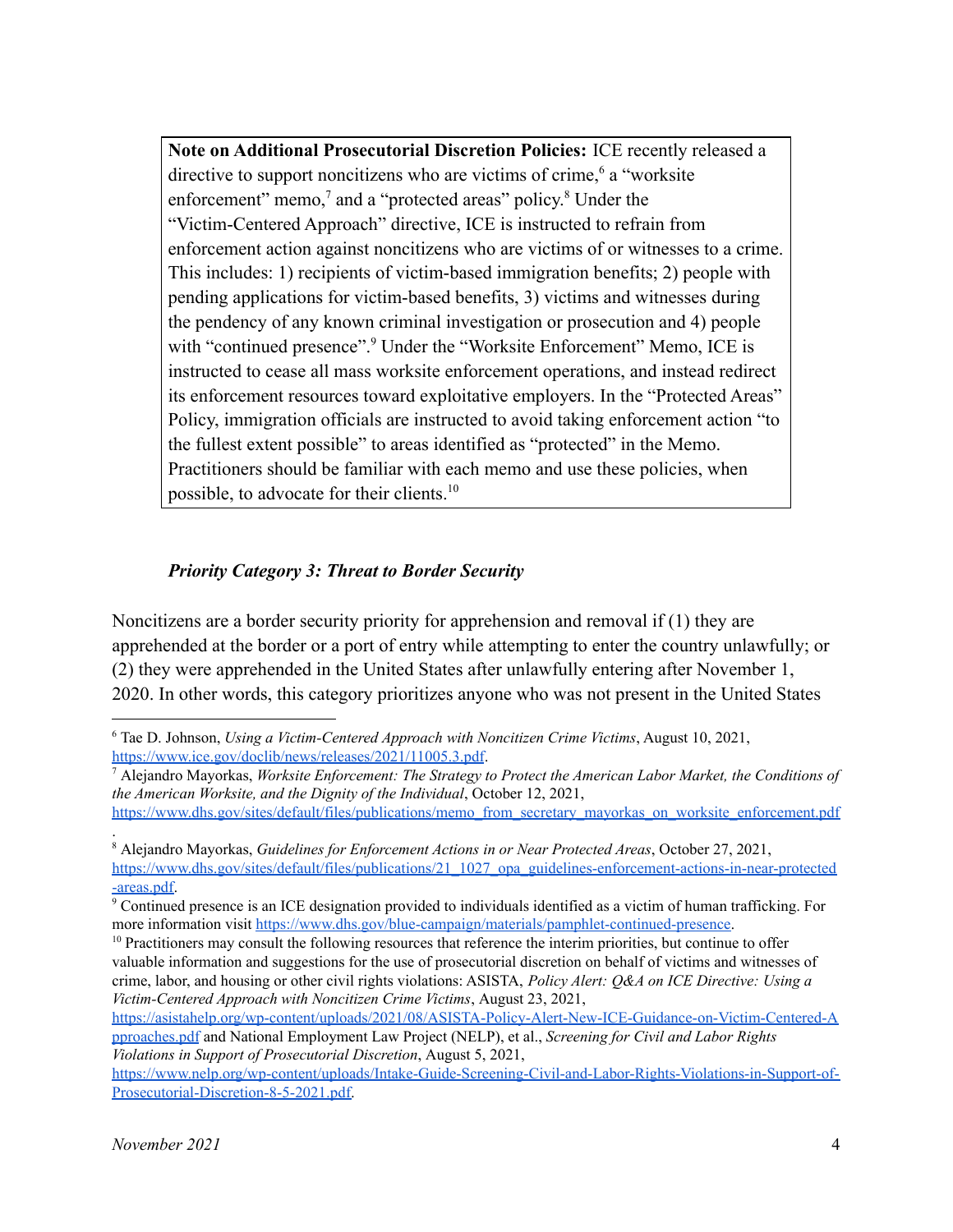**Note on Additional Prosecutorial Discretion Policies:** ICE recently released a directive to support noncitizens who are victims of crime,[6] a "worksite enforcement" memo,[7] and a "protected areas" policy.[8] Under the "Victim-Centered Approach" directive, ICE is instructed to refrain from enforcement action against noncitizens who are victims of or witnesses to a crime. This includes: 1) recipients of victim-based immigration benefits; 2) people with pending applications for victim-based benefits, 3) victims and witnesses during the pendency of any known criminal investigation or prosecution and 4) people with "continued presence".[9] Under the "Worksite Enforcement" Memo, ICE is instructed to cease all mass worksite enforcement operations, and instead redirect its enforcement resources toward exploitative employers. In the "Protected Areas" Policy, immigration officials are instructed to avoid taking enforcement action "to the fullest extent possible" to areas identified as "protected" in the Memo. Practitioners should be familiar with each memo and use these policies, when possible, to advocate for their clients.[10]

### *Priority Category 3: Threat to Border Security*

Noncitizens are a border security priority for apprehension and removal if (1) they are apprehended at the border or a port of entry while attempting to enter the country unlawfully; or (2) they were apprehended in the United States after unlawfully entering after November 1, 2020. In other words, this category prioritizes anyone who was not present in the United States

---

[6] Tae D. Johnson, *Using a Victim-Centered Approach with Noncitizen Crime Victims*, August 10, 2021, https://www.ice.gov/doclib/news/releases/2021/11005.3.pdf.

[7] Alejandro Mayorkas, *Worksite Enforcement: The Strategy to Protect the American Labor Market, the Conditions of the American Worksite, and the Dignity of the Individual*, October 12, 2021, https://www.dhs.gov/sites/default/files/publications/memo_from_secretary_mayorkas_on_worksite_enforcement.pdf.

[8] Alejandro Mayorkas, *Guidelines for Enforcement Actions in or Near Protected Areas*, October 27, 2021, https://www.dhs.gov/sites/default/files/publications/21_1027_opa_guidelines-enforcement-actions-in-near-protected-areas.pdf.

[9] Continued presence is an ICE designation provided to individuals identified as a victim of human trafficking. For more information visit https://www.dhs.gov/blue-campaign/materials/pamphlet-continued-presence.

[10] Practitioners may consult the following resources that reference the interim priorities, but continue to offer valuable information and suggestions for the use of prosecutorial discretion on behalf of victims and witnesses of crime, labor, and housing or other civil rights violations: ASISTA, *Policy Alert: Q&A on ICE Directive: Using a Victim-Centered Approach with Noncitizen Crime Victims*, August 23, 2021, https://asistahelp.org/wp-content/uploads/2021/08/ASISTA-Policy-Alert-New-ICE-Guidance-on-Victim-Centered-Approaches.pdf and National Employment Law Project (NELP), et al., *Screening for Civil and Labor Rights Violations in Support of Prosecutorial Discretion*, August 5, 2021, https://www.nelp.org/wp-content/uploads/Intake-Guide-Screening-Civil-and-Labor-Rights-Violations-in-Support-of-Prosecutorial-Discretion-8-5-2021.pdf.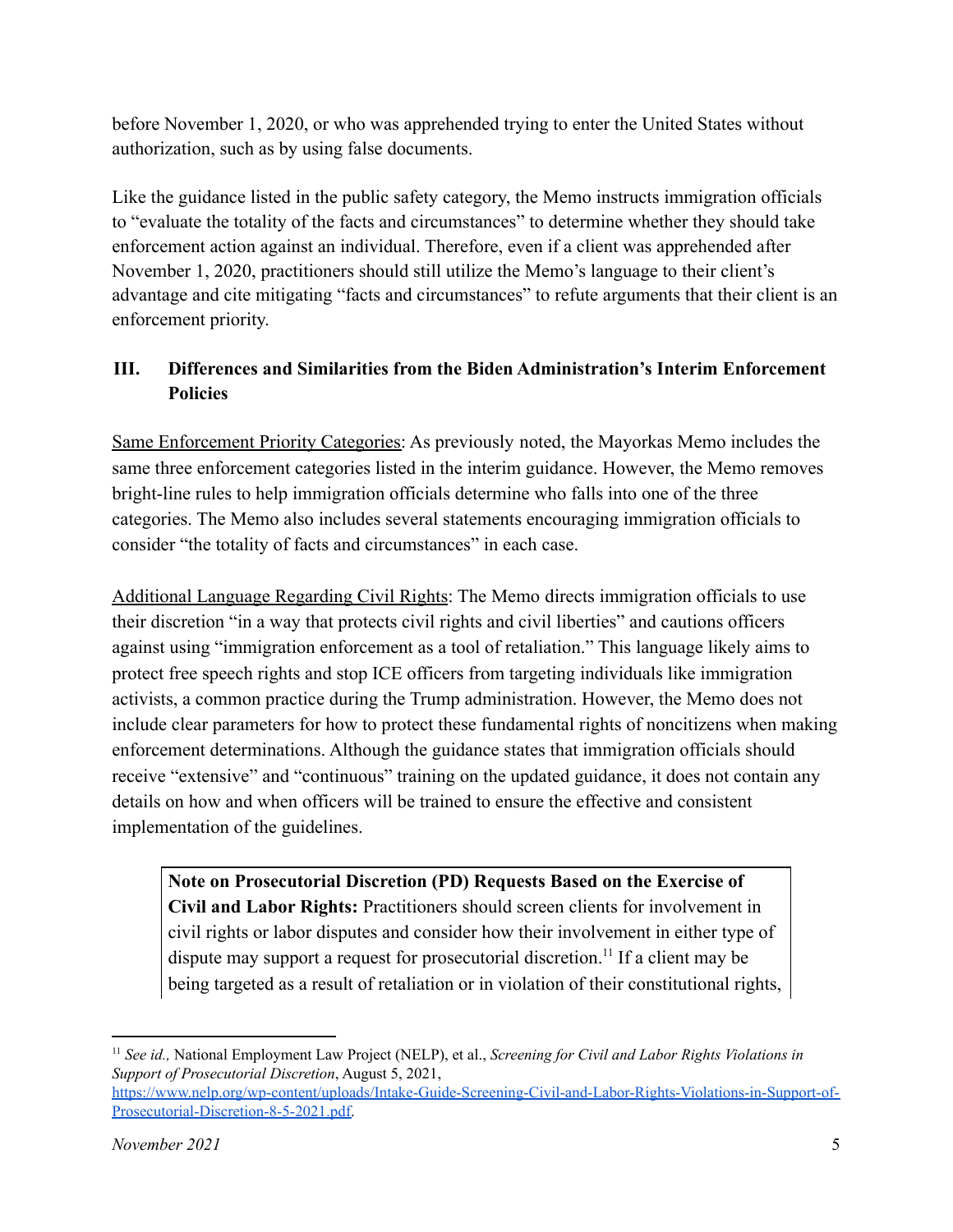before November 1, 2020, or who was apprehended trying to enter the United States without authorization, such as by using false documents.

Like the guidance listed in the public safety category, the Memo instructs immigration officials to "evaluate the totality of the facts and circumstances" to determine whether they should take enforcement action against an individual. Therefore, even if a client was apprehended after November 1, 2020, practitioners should still utilize the Memo's language to their client's advantage and cite mitigating "facts and circumstances" to refute arguments that their client is an enforcement priority.

## III. Differences and Similarities from the Biden Administration's Interim Enforcement Policies

Same Enforcement Priority Categories: As previously noted, the Mayorkas Memo includes the same three enforcement categories listed in the interim guidance. However, the Memo removes bright-line rules to help immigration officials determine who falls into one of the three categories. The Memo also includes several statements encouraging immigration officials to consider "the totality of facts and circumstances" in each case.

Additional Language Regarding Civil Rights: The Memo directs immigration officials to use their discretion "in a way that protects civil rights and civil liberties" and cautions officers against using "immigration enforcement as a tool of retaliation." This language likely aims to protect free speech rights and stop ICE officers from targeting individuals like immigration activists, a common practice during the Trump administration. However, the Memo does not include clear parameters for how to protect these fundamental rights of noncitizens when making enforcement determinations. Although the guidance states that immigration officials should receive "extensive" and "continuous" training on the updated guidance, it does not contain any details on how and when officers will be trained to ensure the effective and consistent implementation of the guidelines.

**Note on Prosecutorial Discretion (PD) Requests Based on the Exercise of Civil and Labor Rights:** Practitioners should screen clients for involvement in civil rights or labor disputes and consider how their involvement in either type of dispute may support a request for prosecutorial discretion.[11] If a client may be being targeted as a result of retaliation or in violation of their constitutional rights,

[11] *See id.,* National Employment Law Project (NELP), et al., *Screening for Civil and Labor Rights Violations in Support of Prosecutorial Discretion*, August 5, 2021, https://www.nelp.org/wp-content/uploads/Intake-Guide-Screening-Civil-and-Labor-Rights-Violations-in-Support-of-Prosecutorial-Discretion-8-5-2021.pdf.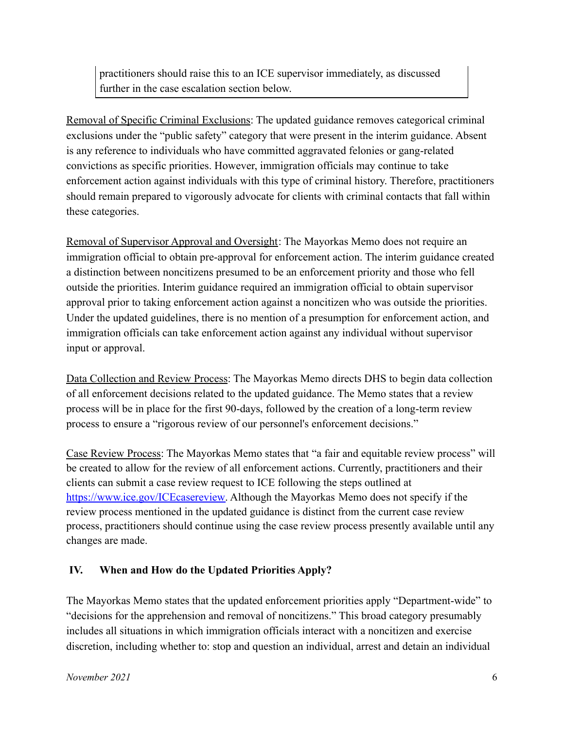practitioners should raise this to an ICE supervisor immediately, as discussed further in the case escalation section below.

Removal of Specific Criminal Exclusions: The updated guidance removes categorical criminal exclusions under the "public safety" category that were present in the interim guidance. Absent is any reference to individuals who have committed aggravated felonies or gang-related convictions as specific priorities. However, immigration officials may continue to take enforcement action against individuals with this type of criminal history. Therefore, practitioners should remain prepared to vigorously advocate for clients with criminal contacts that fall within these categories.

Removal of Supervisor Approval and Oversight: The Mayorkas Memo does not require an immigration official to obtain pre-approval for enforcement action. The interim guidance created a distinction between noncitizens presumed to be an enforcement priority and those who fell outside the priorities. Interim guidance required an immigration official to obtain supervisor approval prior to taking enforcement action against a noncitizen who was outside the priorities. Under the updated guidelines, there is no mention of a presumption for enforcement action, and immigration officials can take enforcement action against any individual without supervisor input or approval.

Data Collection and Review Process: The Mayorkas Memo directs DHS to begin data collection of all enforcement decisions related to the updated guidance. The Memo states that a review process will be in place for the first 90-days, followed by the creation of a long-term review process to ensure a "rigorous review of our personnel's enforcement decisions."

Case Review Process: The Mayorkas Memo states that "a fair and equitable review process" will be created to allow for the review of all enforcement actions. Currently, practitioners and their clients can submit a case review request to ICE following the steps outlined at [https://www.ice.gov/ICEcasereview](https://www.ice.gov/ICEcasereview). Although the Mayorkas Memo does not specify if the review process mentioned in the updated guidance is distinct from the current case review process, practitioners should continue using the case review process presently available until any changes are made.

## IV. When and How do the Updated Priorities Apply?

The Mayorkas Memo states that the updated enforcement priorities apply "Department-wide" to "decisions for the apprehension and removal of noncitizens." This broad category presumably includes all situations in which immigration officials interact with a noncitizen and exercise discretion, including whether to: stop and question an individual, arrest and detain an individual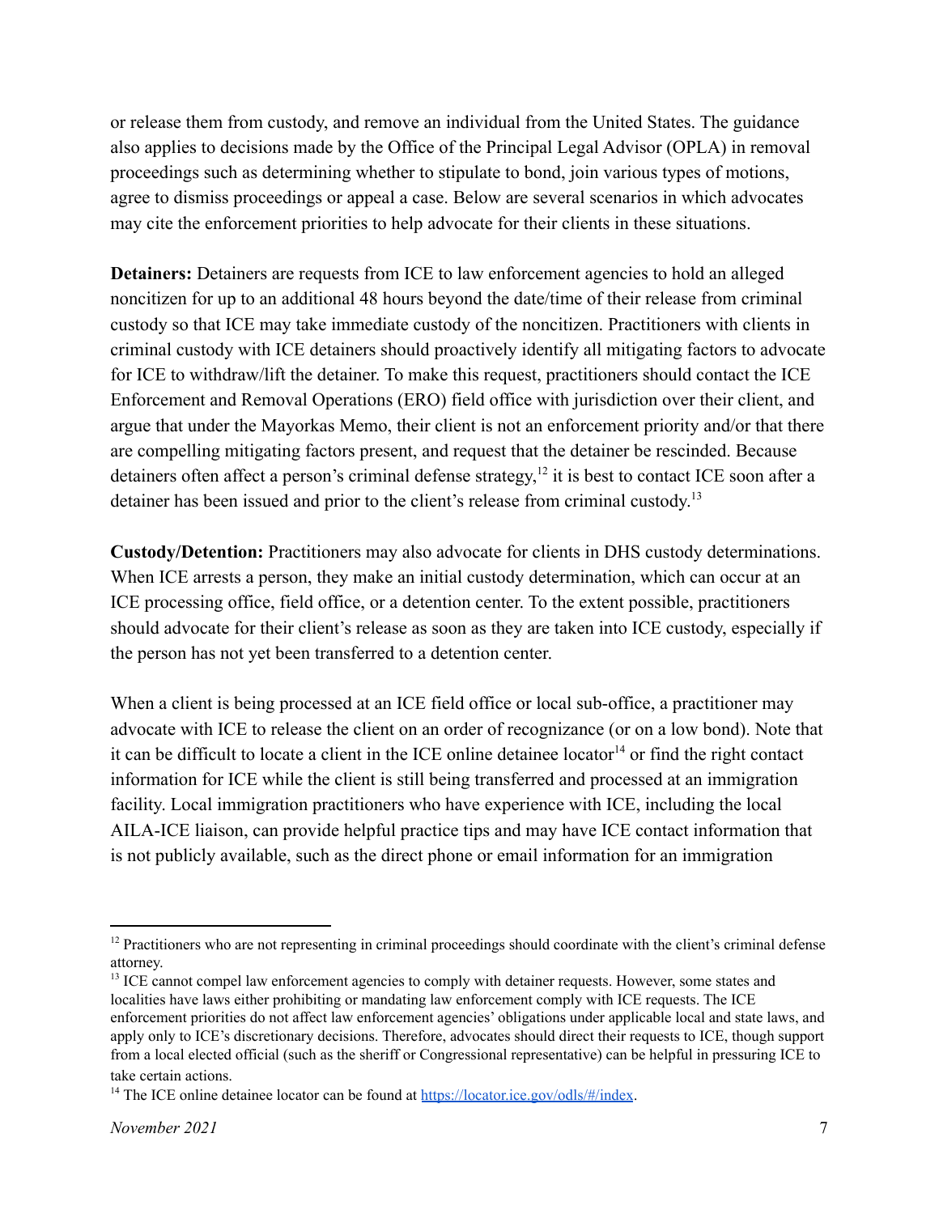or release them from custody, and remove an individual from the United States. The guidance also applies to decisions made by the Office of the Principal Legal Advisor (OPLA) in removal proceedings such as determining whether to stipulate to bond, join various types of motions, agree to dismiss proceedings or appeal a case. Below are several scenarios in which advocates may cite the enforcement priorities to help advocate for their clients in these situations.

**Detainers:** Detainers are requests from ICE to law enforcement agencies to hold an alleged noncitizen for up to an additional 48 hours beyond the date/time of their release from criminal custody so that ICE may take immediate custody of the noncitizen. Practitioners with clients in criminal custody with ICE detainers should proactively identify all mitigating factors to advocate for ICE to withdraw/lift the detainer. To make this request, practitioners should contact the ICE Enforcement and Removal Operations (ERO) field office with jurisdiction over their client, and argue that under the Mayorkas Memo, their client is not an enforcement priority and/or that there are compelling mitigating factors present, and request that the detainer be rescinded. Because detainers often affect a person's criminal defense strategy,[12] it is best to contact ICE soon after a detainer has been issued and prior to the client's release from criminal custody.[13]

**Custody/Detention:** Practitioners may also advocate for clients in DHS custody determinations. When ICE arrests a person, they make an initial custody determination, which can occur at an ICE processing office, field office, or a detention center. To the extent possible, practitioners should advocate for their client's release as soon as they are taken into ICE custody, especially if the person has not yet been transferred to a detention center.

When a client is being processed at an ICE field office or local sub-office, a practitioner may advocate with ICE to release the client on an order of recognizance (or on a low bond). Note that it can be difficult to locate a client in the ICE online detainee locator[14] or find the right contact information for ICE while the client is still being transferred and processed at an immigration facility. Local immigration practitioners who have experience with ICE, including the local AILA-ICE liaison, can provide helpful practice tips and may have ICE contact information that is not publicly available, such as the direct phone or email information for an immigration

---

[12] Practitioners who are not representing in criminal proceedings should coordinate with the client's criminal defense attorney.

[13] ICE cannot compel law enforcement agencies to comply with detainer requests. However, some states and localities have laws either prohibiting or mandating law enforcement comply with ICE requests. The ICE enforcement priorities do not affect law enforcement agencies' obligations under applicable local and state laws, and apply only to ICE's discretionary decisions. Therefore, advocates should direct their requests to ICE, though support from a local elected official (such as the sheriff or Congressional representative) can be helpful in pressuring ICE to take certain actions.

[14] The ICE online detainee locator can be found at https://locator.ice.gov/odls/#/index.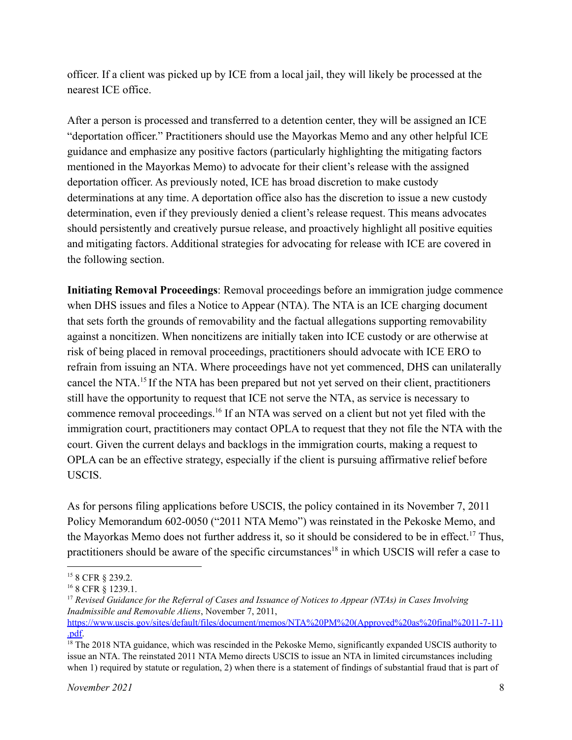officer. If a client was picked up by ICE from a local jail, they will likely be processed at the nearest ICE office.

After a person is processed and transferred to a detention center, they will be assigned an ICE "deportation officer." Practitioners should use the Mayorkas Memo and any other helpful ICE guidance and emphasize any positive factors (particularly highlighting the mitigating factors mentioned in the Mayorkas Memo) to advocate for their client's release with the assigned deportation officer. As previously noted, ICE has broad discretion to make custody determinations at any time. A deportation office also has the discretion to issue a new custody determination, even if they previously denied a client's release request. This means advocates should persistently and creatively pursue release, and proactively highlight all positive equities and mitigating factors. Additional strategies for advocating for release with ICE are covered in the following section.

**Initiating Removal Proceedings**: Removal proceedings before an immigration judge commence when DHS issues and files a Notice to Appear (NTA). The NTA is an ICE charging document that sets forth the grounds of removability and the factual allegations supporting removability against a noncitizen. When noncitizens are initially taken into ICE custody or are otherwise at risk of being placed in removal proceedings, practitioners should advocate with ICE ERO to refrain from issuing an NTA. Where proceedings have not yet commenced, DHS can unilaterally cancel the NTA.[15] If the NTA has been prepared but not yet served on their client, practitioners still have the opportunity to request that ICE not serve the NTA, as service is necessary to commence removal proceedings.[16] If an NTA was served on a client but not yet filed with the immigration court, practitioners may contact OPLA to request that they not file the NTA with the court. Given the current delays and backlogs in the immigration courts, making a request to OPLA can be an effective strategy, especially if the client is pursuing affirmative relief before USCIS.

As for persons filing applications before USCIS, the policy contained in its November 7, 2011 Policy Memorandum 602-0050 ("2011 NTA Memo") was reinstated in the Pekoske Memo, and the Mayorkas Memo does not further address it, so it should be considered to be in effect.[17] Thus, practitioners should be aware of the specific circumstances[18] in which USCIS will refer a case to

---

[15] 8 CFR § 239.2.

[16] 8 CFR § 1239.1.

[17] *Revised Guidance for the Referral of Cases and Issuance of Notices to Appear (NTAs) in Cases Involving Inadmissible and Removable Aliens*, November 7, 2011, https://www.uscis.gov/sites/default/files/document/memos/NTA%20PM%20(Approved%20as%20final%2011-7-11).pdf.

[18] The 2018 NTA guidance, which was rescinded in the Pekoske Memo, significantly expanded USCIS authority to issue an NTA. The reinstated 2011 NTA Memo directs USCIS to issue an NTA in limited circumstances including when 1) required by statute or regulation, 2) when there is a statement of findings of substantial fraud that is part of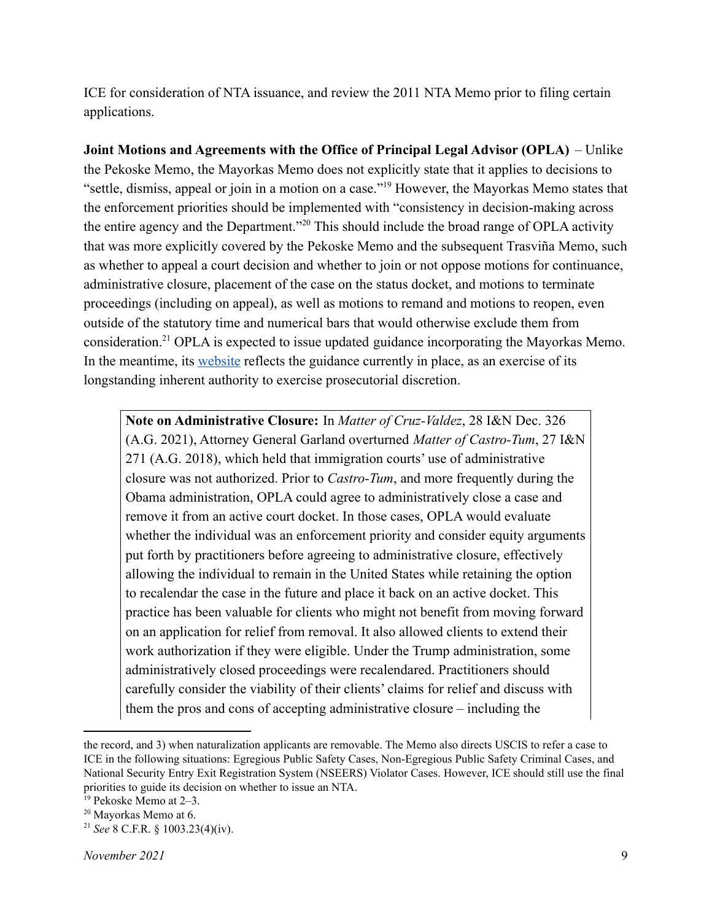ICE for consideration of NTA issuance, and review the 2011 NTA Memo prior to filing certain applications.

**Joint Motions and Agreements with the Office of Principal Legal Advisor (OPLA)** – Unlike the Pekoske Memo, the Mayorkas Memo does not explicitly state that it applies to decisions to "settle, dismiss, appeal or join in a motion on a case."[19] However, the Mayorkas Memo states that the enforcement priorities should be implemented with "consistency in decision-making across the entire agency and the Department."[20] This should include the broad range of OPLA activity that was more explicitly covered by the Pekoske Memo and the subsequent Trasviña Memo, such as whether to appeal a court decision and whether to join or not oppose motions for continuance, administrative closure, placement of the case on the status docket, and motions to terminate proceedings (including on appeal), as well as motions to remand and motions to reopen, even outside of the statutory time and numerical bars that would otherwise exclude them from consideration.[21] OPLA is expected to issue updated guidance incorporating the Mayorkas Memo. In the meantime, its website reflects the guidance currently in place, as an exercise of its longstanding inherent authority to exercise prosecutorial discretion.

> **Note on Administrative Closure:** In *Matter of Cruz-Valdez*, 28 I&N Dec. 326 (A.G. 2021), Attorney General Garland overturned *Matter of Castro-Tum*, 27 I&N 271 (A.G. 2018), which held that immigration courts' use of administrative closure was not authorized. Prior to *Castro-Tum*, and more frequently during the Obama administration, OPLA could agree to administratively close a case and remove it from an active court docket. In those cases, OPLA would evaluate whether the individual was an enforcement priority and consider equity arguments put forth by practitioners before agreeing to administrative closure, effectively allowing the individual to remain in the United States while retaining the option to recalendar the case in the future and place it back on an active docket. This practice has been valuable for clients who might not benefit from moving forward on an application for relief from removal. It also allowed clients to extend their work authorization if they were eligible. Under the Trump administration, some administratively closed proceedings were recalendared. Practitioners should carefully consider the viability of their clients' claims for relief and discuss with them the pros and cons of accepting administrative closure – including the

---

the record, and 3) when naturalization applicants are removable. The Memo also directs USCIS to refer a case to ICE in the following situations: Egregious Public Safety Cases, Non-Egregious Public Safety Criminal Cases, and National Security Entry Exit Registration System (NSEERS) Violator Cases. However, ICE should still use the final priorities to guide its decision on whether to issue an NTA.

[19] Pekoske Memo at 2–3.

[20] Mayorkas Memo at 6.

[21] *See* 8 C.F.R. § 1003.23(4)(iv).

*November 2021*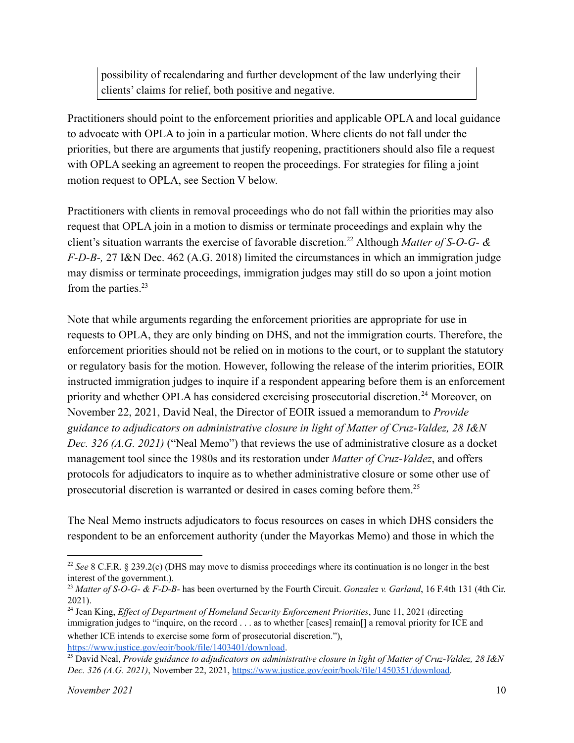possibility of recalendaring and further development of the law underlying their clients' claims for relief, both positive and negative.

Practitioners should point to the enforcement priorities and applicable OPLA and local guidance to advocate with OPLA to join in a particular motion. Where clients do not fall under the priorities, but there are arguments that justify reopening, practitioners should also file a request with OPLA seeking an agreement to reopen the proceedings. For strategies for filing a joint motion request to OPLA, see Section V below.

Practitioners with clients in removal proceedings who do not fall within the priorities may also request that OPLA join in a motion to dismiss or terminate proceedings and explain why the client's situation warrants the exercise of favorable discretion.[22] Although *Matter of S-O-G- & F-D-B-,* 27 I&N Dec. 462 (A.G. 2018) limited the circumstances in which an immigration judge may dismiss or terminate proceedings, immigration judges may still do so upon a joint motion from the parties.[23]

Note that while arguments regarding the enforcement priorities are appropriate for use in requests to OPLA, they are only binding on DHS, and not the immigration courts. Therefore, the enforcement priorities should not be relied on in motions to the court, or to supplant the statutory or regulatory basis for the motion. However, following the release of the interim priorities, EOIR instructed immigration judges to inquire if a respondent appearing before them is an enforcement priority and whether OPLA has considered exercising prosecutorial discretion.[24] Moreover, on November 22, 2021, David Neal, the Director of EOIR issued a memorandum to *Provide guidance to adjudicators on administrative closure in light of Matter of Cruz-Valdez, 28 I&N Dec. 326 (A.G. 2021)* ("Neal Memo") that reviews the use of administrative closure as a docket management tool since the 1980s and its restoration under *Matter of Cruz-Valdez*, and offers protocols for adjudicators to inquire as to whether administrative closure or some other use of prosecutorial discretion is warranted or desired in cases coming before them.[25]

The Neal Memo instructs adjudicators to focus resources on cases in which DHS considers the respondent to be an enforcement authority (under the Mayorkas Memo) and those in which the

---

[22] *See* 8 C.F.R. § 239.2(c) (DHS may move to dismiss proceedings where its continuation is no longer in the best interest of the government.).

[23] *Matter of S-O-G- & F-D-B-* has been overturned by the Fourth Circuit. *Gonzalez v. Garland*, 16 F.4th 131 (4th Cir. 2021).

[24] Jean King, *Effect of Department of Homeland Security Enforcement Priorities*, June 11, 2021 (directing immigration judges to "inquire, on the record . . . as to whether [cases] remain[] a removal priority for ICE and whether ICE intends to exercise some form of prosecutorial discretion."), https://www.justice.gov/eoir/book/file/1403401/download.

[25] David Neal, *Provide guidance to adjudicators on administrative closure in light of Matter of Cruz-Valdez, 28 I&N Dec. 326 (A.G. 2021)*, November 22, 2021, https://www.justice.gov/eoir/book/file/1450351/download.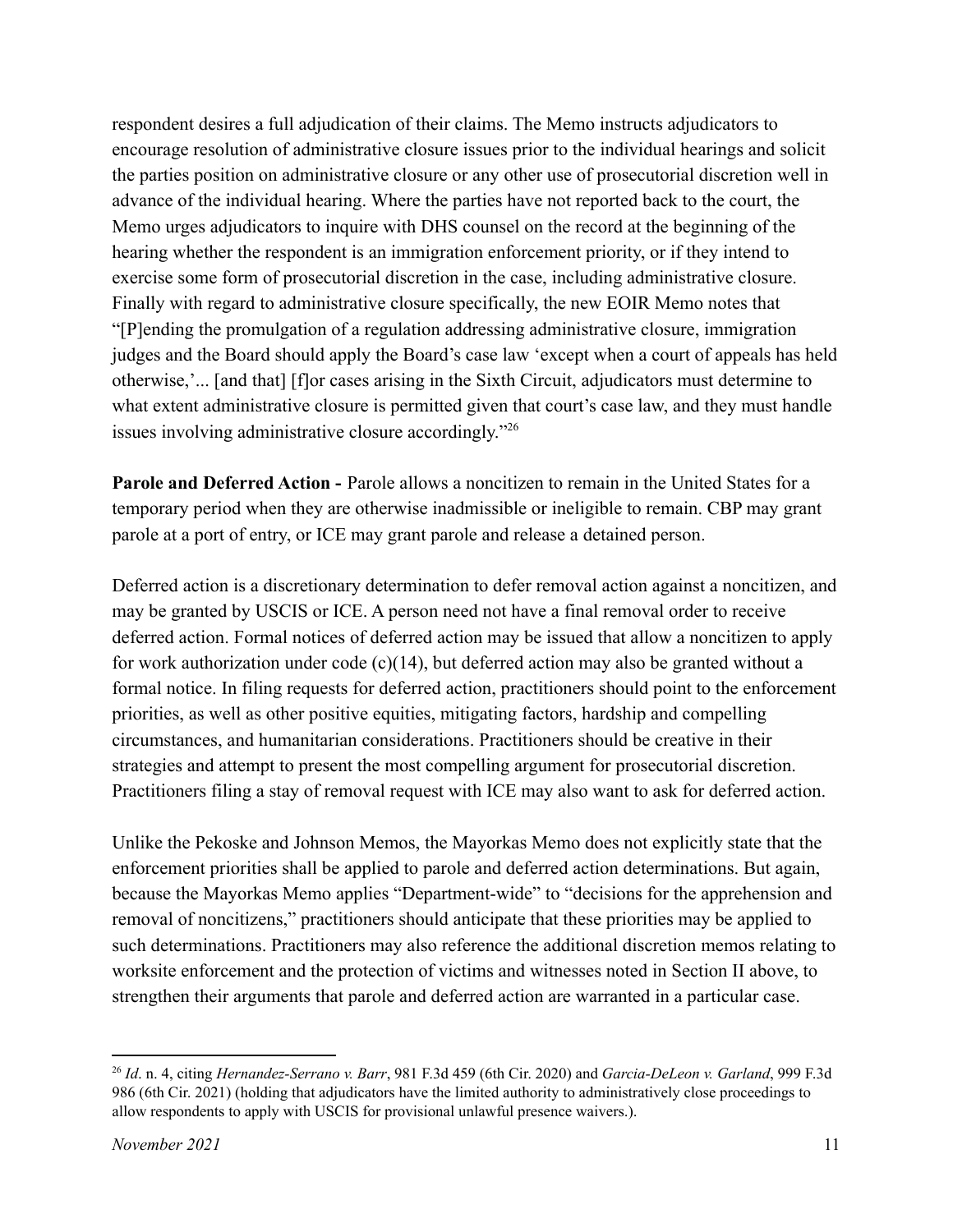respondent desires a full adjudication of their claims. The Memo instructs adjudicators to encourage resolution of administrative closure issues prior to the individual hearings and solicit the parties position on administrative closure or any other use of prosecutorial discretion well in advance of the individual hearing. Where the parties have not reported back to the court, the Memo urges adjudicators to inquire with DHS counsel on the record at the beginning of the hearing whether the respondent is an immigration enforcement priority, or if they intend to exercise some form of prosecutorial discretion in the case, including administrative closure. Finally with regard to administrative closure specifically, the new EOIR Memo notes that "[P]ending the promulgation of a regulation addressing administrative closure, immigration judges and the Board should apply the Board's case law 'except when a court of appeals has held otherwise,'... [and that] [f]or cases arising in the Sixth Circuit, adjudicators must determine to what extent administrative closure is permitted given that court's case law, and they must handle issues involving administrative closure accordingly."[26]

**Parole and Deferred Action -** Parole allows a noncitizen to remain in the United States for a temporary period when they are otherwise inadmissible or ineligible to remain. CBP may grant parole at a port of entry, or ICE may grant parole and release a detained person.

Deferred action is a discretionary determination to defer removal action against a noncitizen, and may be granted by USCIS or ICE. A person need not have a final removal order to receive deferred action. Formal notices of deferred action may be issued that allow a noncitizen to apply for work authorization under code (c)(14), but deferred action may also be granted without a formal notice. In filing requests for deferred action, practitioners should point to the enforcement priorities, as well as other positive equities, mitigating factors, hardship and compelling circumstances, and humanitarian considerations. Practitioners should be creative in their strategies and attempt to present the most compelling argument for prosecutorial discretion. Practitioners filing a stay of removal request with ICE may also want to ask for deferred action.

Unlike the Pekoske and Johnson Memos, the Mayorkas Memo does not explicitly state that the enforcement priorities shall be applied to parole and deferred action determinations. But again, because the Mayorkas Memo applies "Department-wide" to "decisions for the apprehension and removal of noncitizens," practitioners should anticipate that these priorities may be applied to such determinations. Practitioners may also reference the additional discretion memos relating to worksite enforcement and the protection of victims and witnesses noted in Section II above, to strengthen their arguments that parole and deferred action are warranted in a particular case.

---

[26] *Id*. n. 4, citing *Hernandez-Serrano v. Barr*, 981 F.3d 459 (6th Cir. 2020) and *Garcia-DeLeon v. Garland*, 999 F.3d 986 (6th Cir. 2021) (holding that adjudicators have the limited authority to administratively close proceedings to allow respondents to apply with USCIS for provisional unlawful presence waivers.).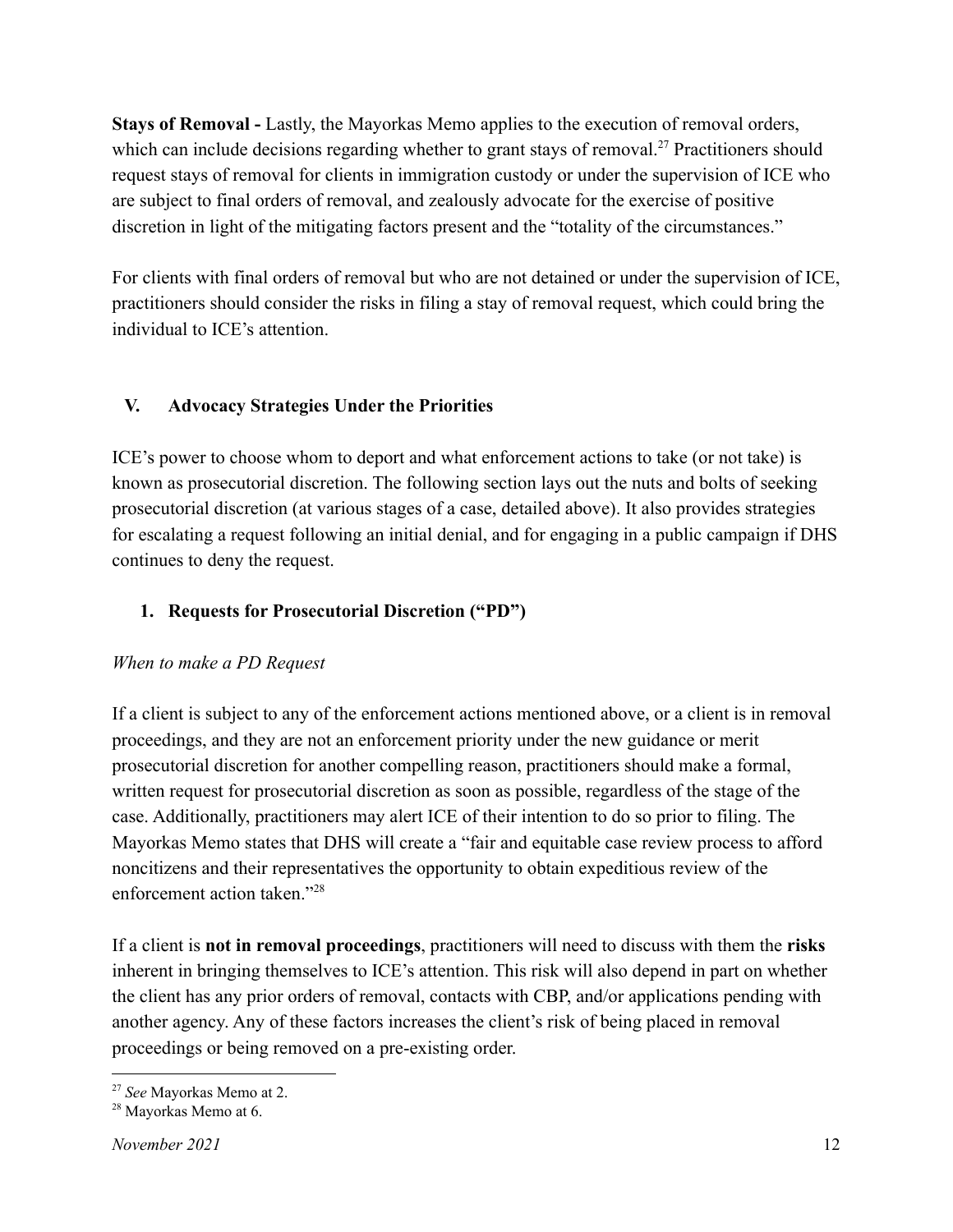**Stays of Removal -** Lastly, the Mayorkas Memo applies to the execution of removal orders, which can include decisions regarding whether to grant stays of removal.[27] Practitioners should request stays of removal for clients in immigration custody or under the supervision of ICE who are subject to final orders of removal, and zealously advocate for the exercise of positive discretion in light of the mitigating factors present and the "totality of the circumstances."

For clients with final orders of removal but who are not detained or under the supervision of ICE, practitioners should consider the risks in filing a stay of removal request, which could bring the individual to ICE's attention.

## V. Advocacy Strategies Under the Priorities

ICE's power to choose whom to deport and what enforcement actions to take (or not take) is known as prosecutorial discretion. The following section lays out the nuts and bolts of seeking prosecutorial discretion (at various stages of a case, detailed above). It also provides strategies for escalating a request following an initial denial, and for engaging in a public campaign if DHS continues to deny the request.

### 1. Requests for Prosecutorial Discretion ("PD")

*When to make a PD Request*

If a client is subject to any of the enforcement actions mentioned above, or a client is in removal proceedings, and they are not an enforcement priority under the new guidance or merit prosecutorial discretion for another compelling reason, practitioners should make a formal, written request for prosecutorial discretion as soon as possible, regardless of the stage of the case. Additionally, practitioners may alert ICE of their intention to do so prior to filing. The Mayorkas Memo states that DHS will create a "fair and equitable case review process to afford noncitizens and their representatives the opportunity to obtain expeditious review of the enforcement action taken."[28]

If a client is **not in removal proceedings**, practitioners will need to discuss with them the **risks** inherent in bringing themselves to ICE's attention. This risk will also depend in part on whether the client has any prior orders of removal, contacts with CBP, and/or applications pending with another agency. Any of these factors increases the client's risk of being placed in removal proceedings or being removed on a pre-existing order.

---

[27] *See* Mayorkas Memo at 2.

[28] Mayorkas Memo at 6.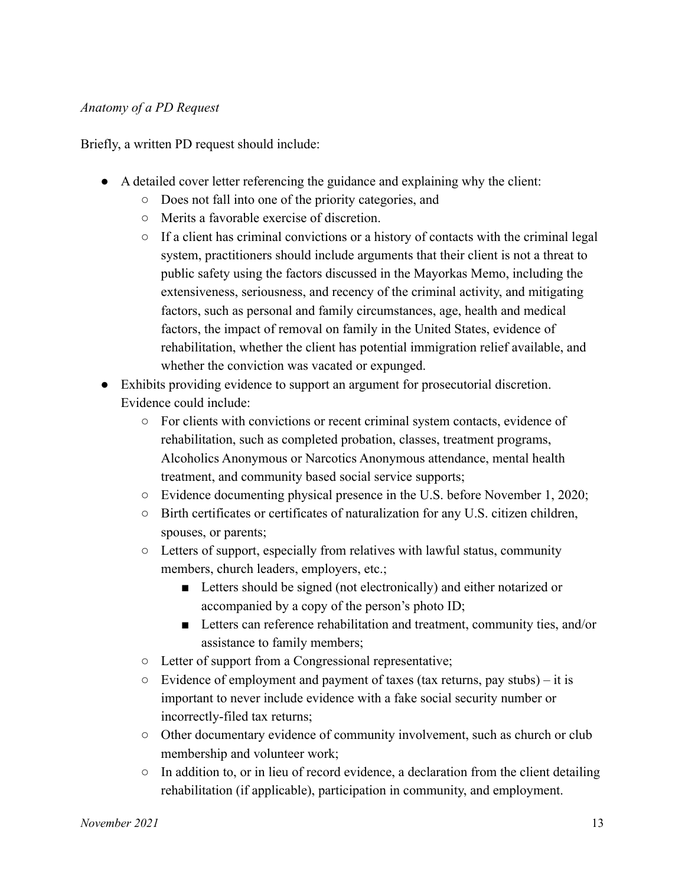*Anatomy of a PD Request*

Briefly, a written PD request should include:

- A detailed cover letter referencing the guidance and explaining why the client:
  - Does not fall into one of the priority categories, and
  - Merits a favorable exercise of discretion.
  - If a client has criminal convictions or a history of contacts with the criminal legal system, practitioners should include arguments that their client is not a threat to public safety using the factors discussed in the Mayorkas Memo, including the extensiveness, seriousness, and recency of the criminal activity, and mitigating factors, such as personal and family circumstances, age, health and medical factors, the impact of removal on family in the United States, evidence of rehabilitation, whether the client has potential immigration relief available, and whether the conviction was vacated or expunged.
- Exhibits providing evidence to support an argument for prosecutorial discretion. Evidence could include:
  - For clients with convictions or recent criminal system contacts, evidence of rehabilitation, such as completed probation, classes, treatment programs, Alcoholics Anonymous or Narcotics Anonymous attendance, mental health treatment, and community based social service supports;
  - Evidence documenting physical presence in the U.S. before November 1, 2020;
  - Birth certificates or certificates of naturalization for any U.S. citizen children, spouses, or parents;
  - Letters of support, especially from relatives with lawful status, community members, church leaders, employers, etc.;
    - Letters should be signed (not electronically) and either notarized or accompanied by a copy of the person's photo ID;
    - Letters can reference rehabilitation and treatment, community ties, and/or assistance to family members;
  - Letter of support from a Congressional representative;
  - Evidence of employment and payment of taxes (tax returns, pay stubs) – it is important to never include evidence with a fake social security number or incorrectly-filed tax returns;
  - Other documentary evidence of community involvement, such as church or club membership and volunteer work;
  - In addition to, or in lieu of record evidence, a declaration from the client detailing rehabilitation (if applicable), participation in community, and employment.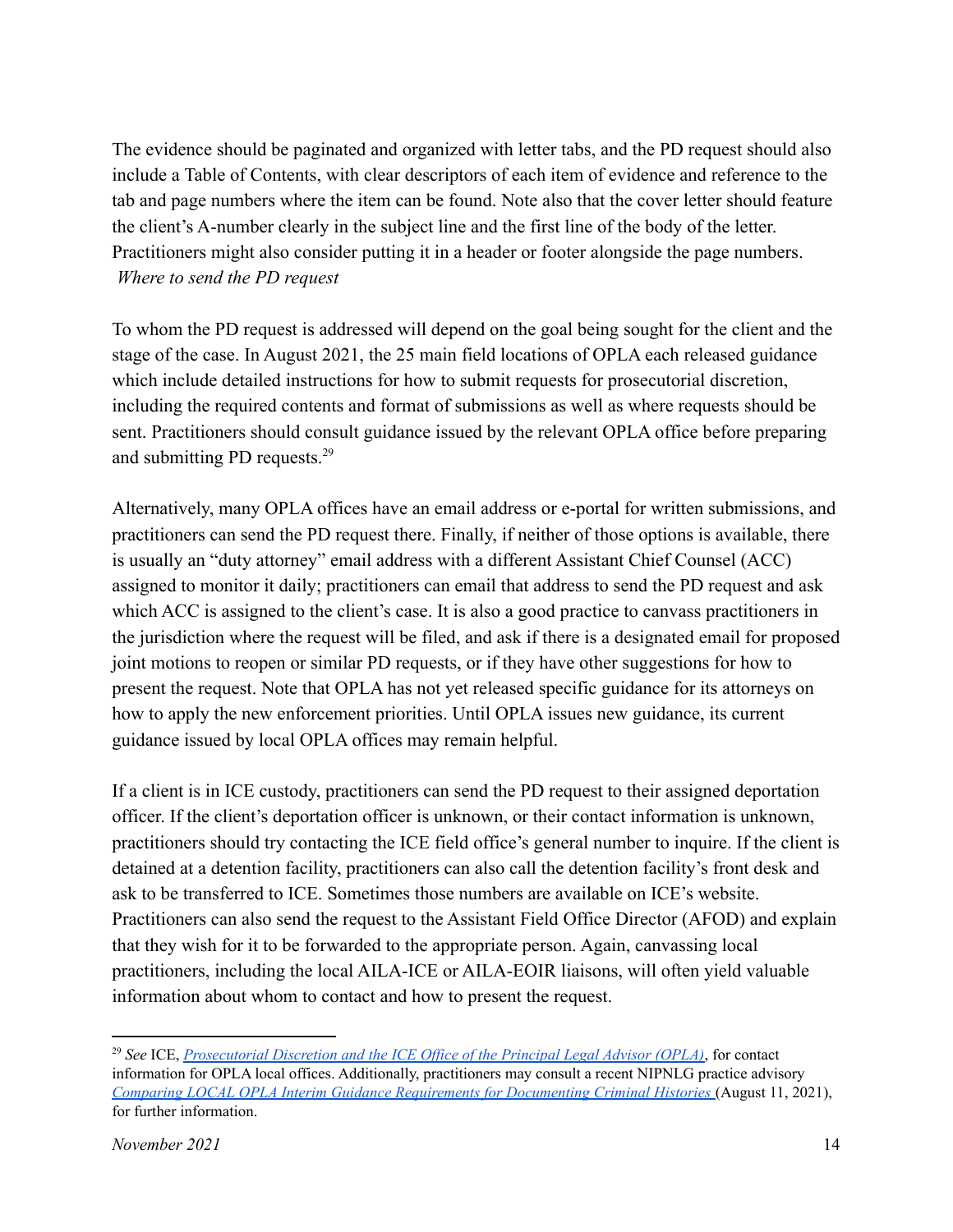The evidence should be paginated and organized with letter tabs, and the PD request should also include a Table of Contents, with clear descriptors of each item of evidence and reference to the tab and page numbers where the item can be found. Note also that the cover letter should feature the client's A-number clearly in the subject line and the first line of the body of the letter. Practitioners might also consider putting it in a header or footer alongside the page numbers.

*Where to send the PD request*

To whom the PD request is addressed will depend on the goal being sought for the client and the stage of the case. In August 2021, the 25 main field locations of OPLA each released guidance which include detailed instructions for how to submit requests for prosecutorial discretion, including the required contents and format of submissions as well as where requests should be sent. Practitioners should consult guidance issued by the relevant OPLA office before preparing and submitting PD requests.[29]

Alternatively, many OPLA offices have an email address or e-portal for written submissions, and practitioners can send the PD request there. Finally, if neither of those options is available, there is usually an "duty attorney" email address with a different Assistant Chief Counsel (ACC) assigned to monitor it daily; practitioners can email that address to send the PD request and ask which ACC is assigned to the client's case. It is also a good practice to canvass practitioners in the jurisdiction where the request will be filed, and ask if there is a designated email for proposed joint motions to reopen or similar PD requests, or if they have other suggestions for how to present the request. Note that OPLA has not yet released specific guidance for its attorneys on how to apply the new enforcement priorities. Until OPLA issues new guidance, its current guidance issued by local OPLA offices may remain helpful.

If a client is in ICE custody, practitioners can send the PD request to their assigned deportation officer. If the client's deportation officer is unknown, or their contact information is unknown, practitioners should try contacting the ICE field office's general number to inquire. If the client is detained at a detention facility, practitioners can also call the detention facility's front desk and ask to be transferred to ICE. Sometimes those numbers are available on ICE's website. Practitioners can also send the request to the Assistant Field Office Director (AFOD) and explain that they wish for it to be forwarded to the appropriate person. Again, canvassing local practitioners, including the local AILA-ICE or AILA-EOIR liaisons, will often yield valuable information about whom to contact and how to present the request.

---

[29] *See* ICE, *Prosecutorial Discretion and the ICE Office of the Principal Legal Advisor (OPLA)*, for contact information for OPLA local offices. Additionally, practitioners may consult a recent NIPNLG practice advisory *Comparing LOCAL OPLA Interim Guidance Requirements for Documenting Criminal Histories* (August 11, 2021), for further information.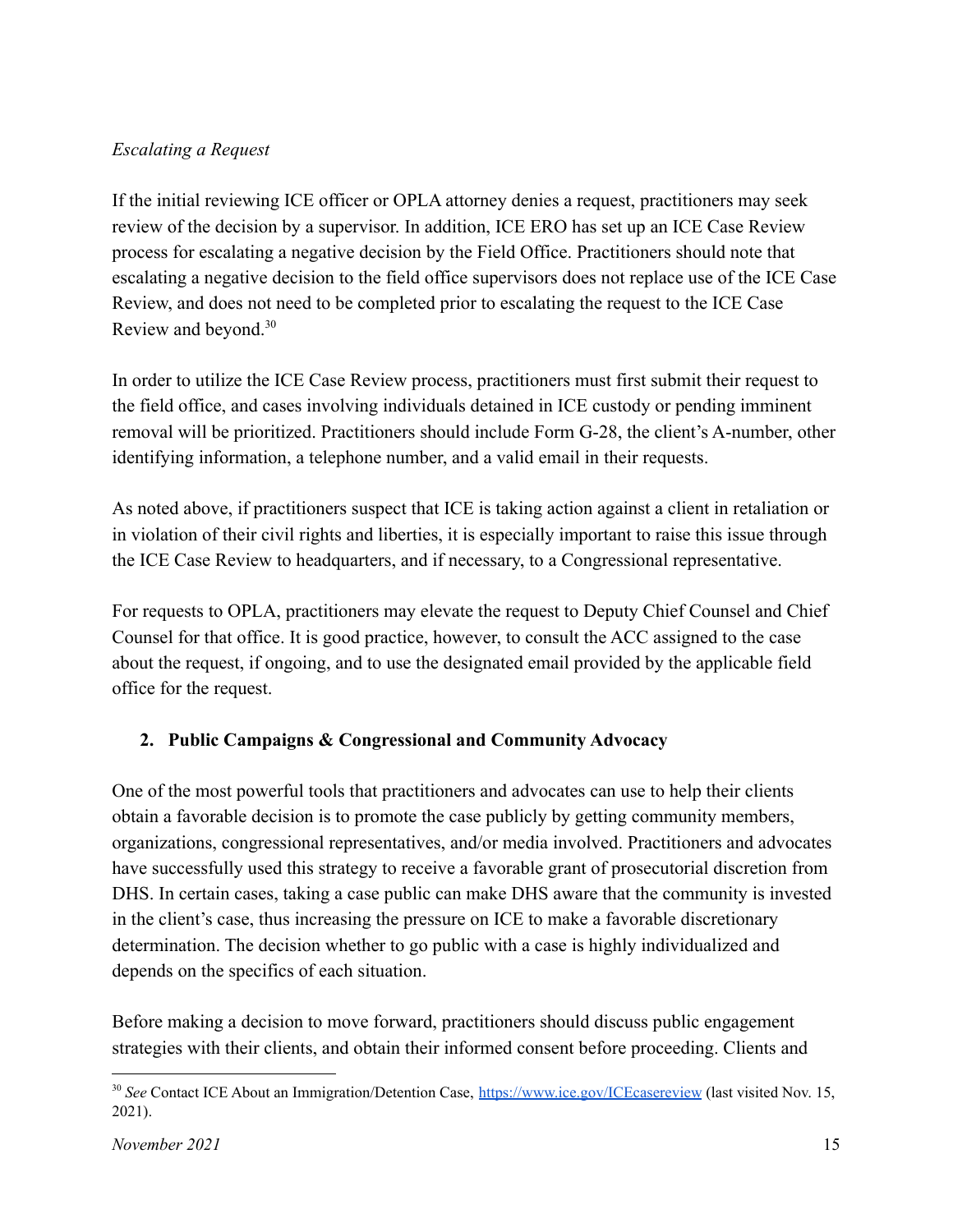*Escalating a Request*

If the initial reviewing ICE officer or OPLA attorney denies a request, practitioners may seek review of the decision by a supervisor. In addition, ICE ERO has set up an ICE Case Review process for escalating a negative decision by the Field Office. Practitioners should note that escalating a negative decision to the field office supervisors does not replace use of the ICE Case Review, and does not need to be completed prior to escalating the request to the ICE Case Review and beyond.[30]

In order to utilize the ICE Case Review process, practitioners must first submit their request to the field office, and cases involving individuals detained in ICE custody or pending imminent removal will be prioritized. Practitioners should include Form G-28, the client's A-number, other identifying information, a telephone number, and a valid email in their requests.

As noted above, if practitioners suspect that ICE is taking action against a client in retaliation or in violation of their civil rights and liberties, it is especially important to raise this issue through the ICE Case Review to headquarters, and if necessary, to a Congressional representative.

For requests to OPLA, practitioners may elevate the request to Deputy Chief Counsel and Chief Counsel for that office. It is good practice, however, to consult the ACC assigned to the case about the request, if ongoing, and to use the designated email provided by the applicable field office for the request.

## 2. Public Campaigns & Congressional and Community Advocacy

One of the most powerful tools that practitioners and advocates can use to help their clients obtain a favorable decision is to promote the case publicly by getting community members, organizations, congressional representatives, and/or media involved. Practitioners and advocates have successfully used this strategy to receive a favorable grant of prosecutorial discretion from DHS. In certain cases, taking a case public can make DHS aware that the community is invested in the client's case, thus increasing the pressure on ICE to make a favorable discretionary determination. The decision whether to go public with a case is highly individualized and depends on the specifics of each situation.

Before making a decision to move forward, practitioners should discuss public engagement strategies with their clients, and obtain their informed consent before proceeding. Clients and

---

[30] *See* Contact ICE About an Immigration/Detention Case, https://www.ice.gov/ICEcasereview (last visited Nov. 15, 2021).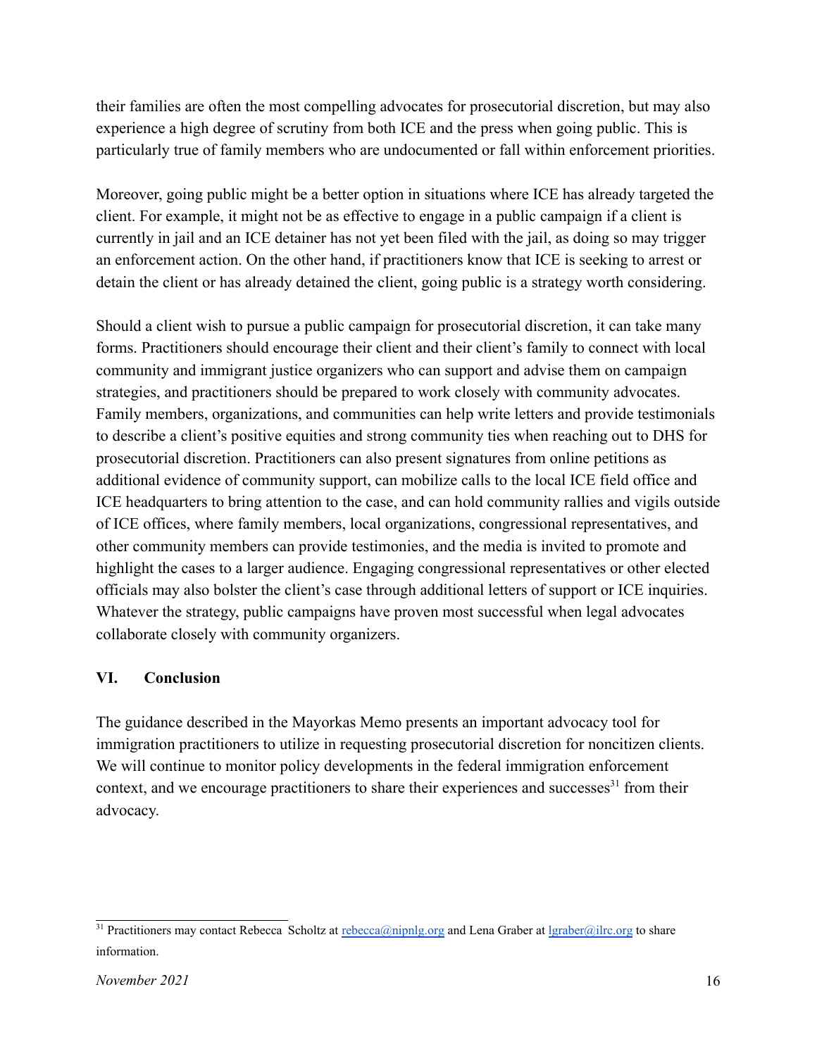their families are often the most compelling advocates for prosecutorial discretion, but may also experience a high degree of scrutiny from both ICE and the press when going public. This is particularly true of family members who are undocumented or fall within enforcement priorities.

Moreover, going public might be a better option in situations where ICE has already targeted the client. For example, it might not be as effective to engage in a public campaign if a client is currently in jail and an ICE detainer has not yet been filed with the jail, as doing so may trigger an enforcement action. On the other hand, if practitioners know that ICE is seeking to arrest or detain the client or has already detained the client, going public is a strategy worth considering.

Should a client wish to pursue a public campaign for prosecutorial discretion, it can take many forms. Practitioners should encourage their client and their client's family to connect with local community and immigrant justice organizers who can support and advise them on campaign strategies, and practitioners should be prepared to work closely with community advocates. Family members, organizations, and communities can help write letters and provide testimonials to describe a client's positive equities and strong community ties when reaching out to DHS for prosecutorial discretion. Practitioners can also present signatures from online petitions as additional evidence of community support, can mobilize calls to the local ICE field office and ICE headquarters to bring attention to the case, and can hold community rallies and vigils outside of ICE offices, where family members, local organizations, congressional representatives, and other community members can provide testimonies, and the media is invited to promote and highlight the cases to a larger audience. Engaging congressional representatives or other elected officials may also bolster the client's case through additional letters of support or ICE inquiries. Whatever the strategy, public campaigns have proven most successful when legal advocates collaborate closely with community organizers.

## VI. Conclusion

The guidance described in the Mayorkas Memo presents an important advocacy tool for immigration practitioners to utilize in requesting prosecutorial discretion for noncitizen clients. We will continue to monitor policy developments in the federal immigration enforcement context, and we encourage practitioners to share their experiences and successes[31] from their advocacy.

---

[31] Practitioners may contact Rebecca Scholtz at rebecca@nipnlg.org and Lena Graber at lgraber@ilrc.org to share information.

*November 2021*